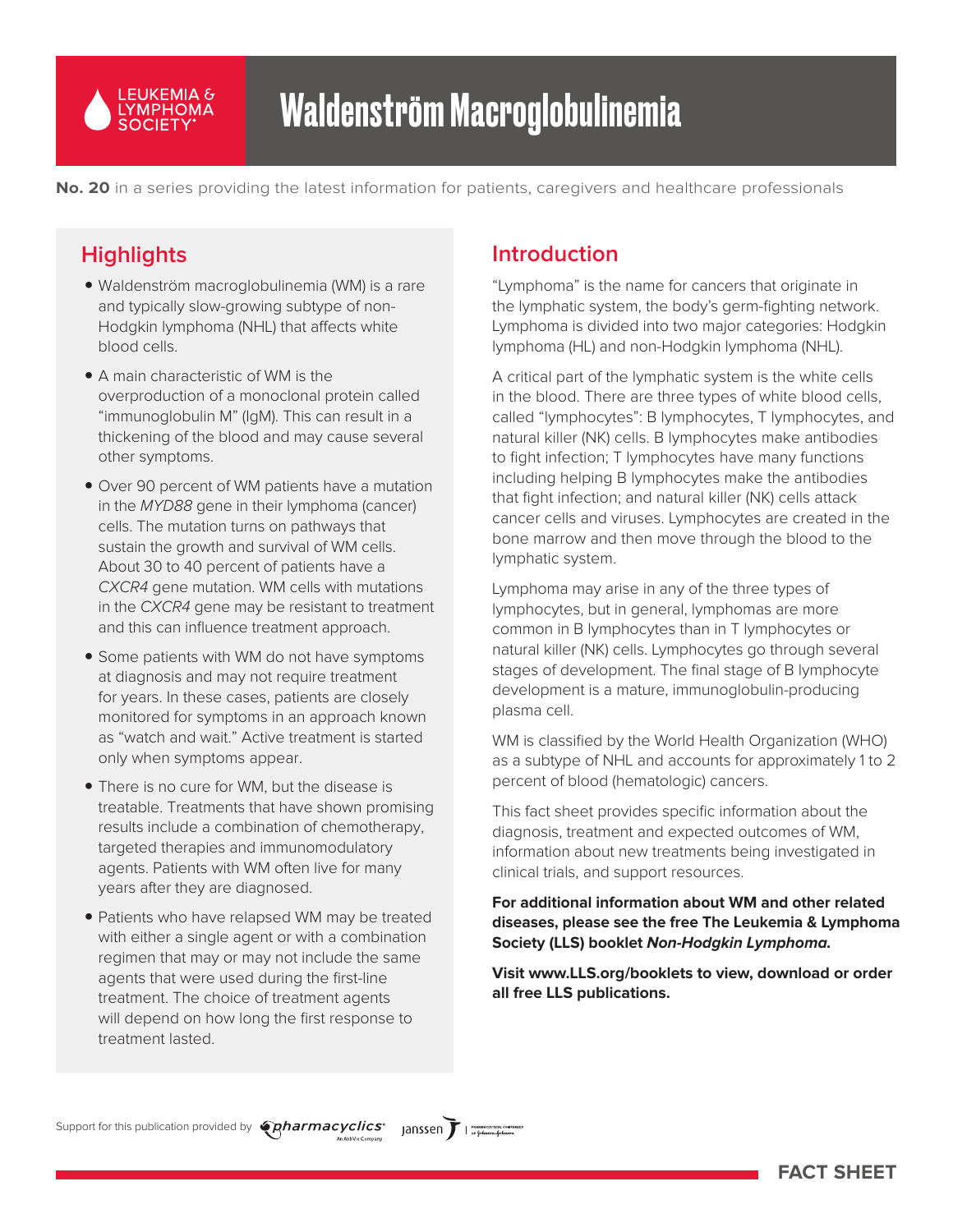# Waldenström Macroglobulinemia

**No. 20** in a series providing the latest information for patients, caregivers and healthcare professionals

## Highlights

- Waldenström macroglobulinemia (WM) is a rare and typically slow-growing subtype of non-Hodgkin lymphoma (NHL) that affects white blood cells.
- A main characteristic of WM is the overproduction of a monoclonal protein called "immunoglobulin M" (IgM). This can result in a thickening of the blood and may cause several other symptoms.
- Over 90 percent of WM patients have a mutation in the *MYD88* gene in their lymphoma (cancer) cells. The mutation turns on pathways that sustain the growth and survival of WM cells. About 30 to 40 percent of patients have a *CXCR4* gene mutation. WM cells with mutations in the *CXCR4* gene may be resistant to treatment and this can influence treatment approach.
- Some patients with WM do not have symptoms at diagnosis and may not require treatment for years. In these cases, patients are closely monitored for symptoms in an approach known as "watch and wait." Active treatment is started only when symptoms appear.
- There is no cure for WM, but the disease is treatable. Treatments that have shown promising results include a combination of chemotherapy, targeted therapies and immunomodulatory agents. Patients with WM often live for many years after they are diagnosed.
- Patients who have relapsed WM may be treated with either a single agent or with a combination regimen that may or may not include the same agents that were used during the first-line treatment. The choice of treatment agents will depend on how long the first response to treatment lasted.

## Introduction

"Lymphoma" is the name for cancers that originate in the lymphatic system, the body's germ-fighting network. Lymphoma is divided into two major categories: Hodgkin lymphoma (HL) and non-Hodgkin lymphoma (NHL).

A critical part of the lymphatic system is the white cells in the blood. There are three types of white blood cells, called "lymphocytes": B lymphocytes, T lymphocytes, and natural killer (NK) cells. B lymphocytes make antibodies to fight infection; T lymphocytes have many functions including helping B lymphocytes make the antibodies that fight infection; and natural killer (NK) cells attack cancer cells and viruses. Lymphocytes are created in the bone marrow and then move through the blood to the lymphatic system.

Lymphoma may arise in any of the three types of lymphocytes, but in general, lymphomas are more common in B lymphocytes than in T lymphocytes or natural killer (NK) cells. Lymphocytes go through several stages of development. The final stage of B lymphocyte development is a mature, immunoglobulin-producing plasma cell.

WM is classified by the World Health Organization (WHO) as a subtype of NHL and accounts for approximately 1 to 2 percent of blood (hematologic) cancers.

This fact sheet provides specific information about the diagnosis, treatment and expected outcomes of WM, information about new treatments being investigated in clinical trials, and support resources.

**For additional information about WM and other related diseases, please see the free The Leukemia & Lymphoma Society (LLS) booklet *Non-Hodgkin Lymphoma.***

**Visit www.LLS.org/booklets to view, download or order all free LLS publications.**

Support for this publication provided by pharmacyclics (An AbbVie Company) and Janssen

FACT SHEET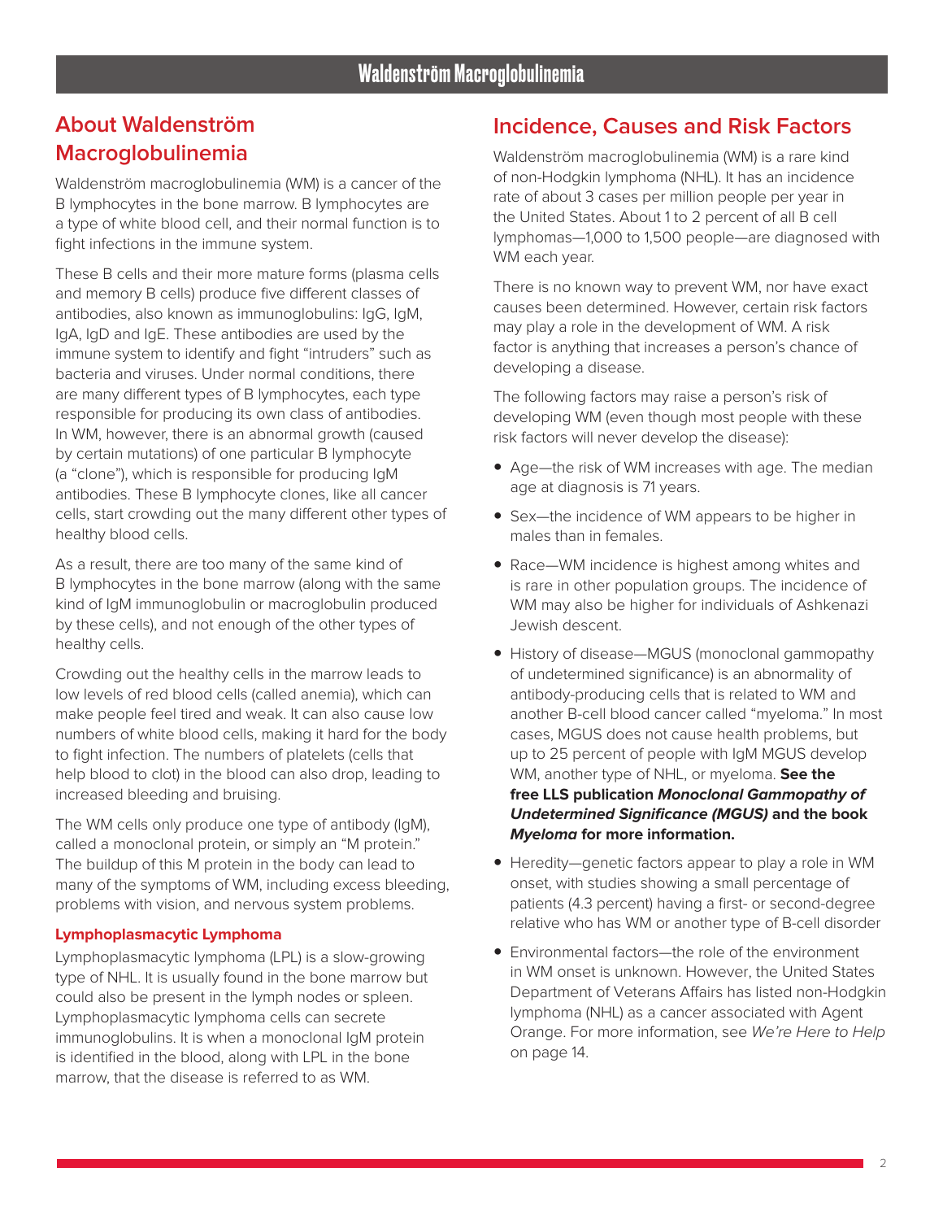## About Waldenström Macroglobulinemia

Waldenström macroglobulinemia (WM) is a cancer of the B lymphocytes in the bone marrow. B lymphocytes are a type of white blood cell, and their normal function is to fight infections in the immune system.

These B cells and their more mature forms (plasma cells and memory B cells) produce five different classes of antibodies, also known as immunoglobulins: IgG, IgM, IgA, IgD and IgE. These antibodies are used by the immune system to identify and fight "intruders" such as bacteria and viruses. Under normal conditions, there are many different types of B lymphocytes, each type responsible for producing its own class of antibodies. In WM, however, there is an abnormal growth (caused by certain mutations) of one particular B lymphocyte (a "clone"), which is responsible for producing IgM antibodies. These B lymphocyte clones, like all cancer cells, start crowding out the many different other types of healthy blood cells.

As a result, there are too many of the same kind of B lymphocytes in the bone marrow (along with the same kind of IgM immunoglobulin or macroglobulin produced by these cells), and not enough of the other types of healthy cells.

Crowding out the healthy cells in the marrow leads to low levels of red blood cells (called anemia), which can make people feel tired and weak. It can also cause low numbers of white blood cells, making it hard for the body to fight infection. The numbers of platelets (cells that help blood to clot) in the blood can also drop, leading to increased bleeding and bruising.

The WM cells only produce one type of antibody (IgM), called a monoclonal protein, or simply an "M protein." The buildup of this M protein in the body can lead to many of the symptoms of WM, including excess bleeding, problems with vision, and nervous system problems.

### Lymphoplasmacytic Lymphoma

Lymphoplasmacytic lymphoma (LPL) is a slow-growing type of NHL. It is usually found in the bone marrow but could also be present in the lymph nodes or spleen. Lymphoplasmacytic lymphoma cells can secrete immunoglobulins. It is when a monoclonal IgM protein is identified in the blood, along with LPL in the bone marrow, that the disease is referred to as WM.

## Incidence, Causes and Risk Factors

Waldenström macroglobulinemia (WM) is a rare kind of non-Hodgkin lymphoma (NHL). It has an incidence rate of about 3 cases per million people per year in the United States. About 1 to 2 percent of all B cell lymphomas—1,000 to 1,500 people—are diagnosed with WM each year.

There is no known way to prevent WM, nor have exact causes been determined. However, certain risk factors may play a role in the development of WM. A risk factor is anything that increases a person's chance of developing a disease.

The following factors may raise a person's risk of developing WM (even though most people with these risk factors will never develop the disease):

- Age—the risk of WM increases with age. The median age at diagnosis is 71 years.
- Sex—the incidence of WM appears to be higher in males than in females.
- Race—WM incidence is highest among whites and is rare in other population groups. The incidence of WM may also be higher for individuals of Ashkenazi Jewish descent.
- History of disease—MGUS (monoclonal gammopathy of undetermined significance) is an abnormality of antibody-producing cells that is related to WM and another B-cell blood cancer called "myeloma." In most cases, MGUS does not cause health problems, but up to 25 percent of people with IgM MGUS develop WM, another type of NHL, or myeloma. **See the free LLS publication *Monoclonal Gammopathy of Undetermined Significance (MGUS)* and the book *Myeloma* for more information.**
- Heredity—genetic factors appear to play a role in WM onset, with studies showing a small percentage of patients (4.3 percent) having a first- or second-degree relative who has WM or another type of B-cell disorder
- Environmental factors—the role of the environment in WM onset is unknown. However, the United States Department of Veterans Affairs has listed non-Hodgkin lymphoma (NHL) as a cancer associated with Agent Orange. For more information, see *We're Here to Help* on page 14.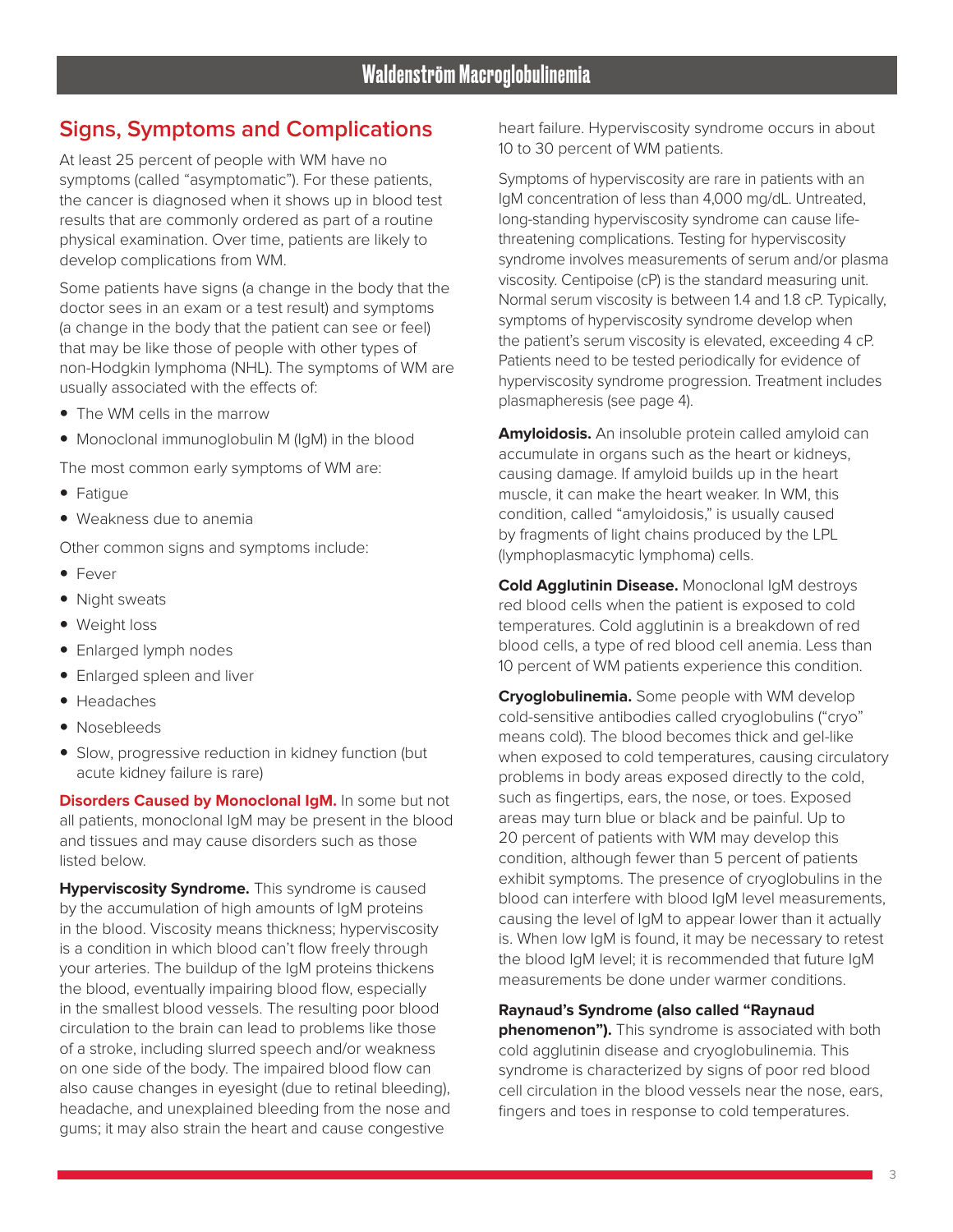## Signs, Symptoms and Complications

At least 25 percent of people with WM have no symptoms (called "asymptomatic"). For these patients, the cancer is diagnosed when it shows up in blood test results that are commonly ordered as part of a routine physical examination. Over time, patients are likely to develop complications from WM.

Some patients have signs (a change in the body that the doctor sees in an exam or a test result) and symptoms (a change in the body that the patient can see or feel) that may be like those of people with other types of non-Hodgkin lymphoma (NHL). The symptoms of WM are usually associated with the effects of:

- The WM cells in the marrow
- Monoclonal immunoglobulin M (IgM) in the blood

The most common early symptoms of WM are:

- Fatigue
- Weakness due to anemia

Other common signs and symptoms include:

- Fever
- Night sweats
- Weight loss
- Enlarged lymph nodes
- Enlarged spleen and liver
- Headaches
- Nosebleeds
- Slow, progressive reduction in kidney function (but acute kidney failure is rare)

**Disorders Caused by Monoclonal IgM.** In some but not all patients, monoclonal IgM may be present in the blood and tissues and may cause disorders such as those listed below.

**Hyperviscosity Syndrome.** This syndrome is caused by the accumulation of high amounts of IgM proteins in the blood. Viscosity means thickness; hyperviscosity is a condition in which blood can't flow freely through your arteries. The buildup of the IgM proteins thickens the blood, eventually impairing blood flow, especially in the smallest blood vessels. The resulting poor blood circulation to the brain can lead to problems like those of a stroke, including slurred speech and/or weakness on one side of the body. The impaired blood flow can also cause changes in eyesight (due to retinal bleeding), headache, and unexplained bleeding from the nose and gums; it may also strain the heart and cause congestive heart failure. Hyperviscosity syndrome occurs in about 10 to 30 percent of WM patients.

Symptoms of hyperviscosity are rare in patients with an IgM concentration of less than 4,000 mg/dL. Untreated, long-standing hyperviscosity syndrome can cause life-threatening complications. Testing for hyperviscosity syndrome involves measurements of serum and/or plasma viscosity. Centipoise (cP) is the standard measuring unit. Normal serum viscosity is between 1.4 and 1.8 cP. Typically, symptoms of hyperviscosity syndrome develop when the patient's serum viscosity is elevated, exceeding 4 cP. Patients need to be tested periodically for evidence of hyperviscosity syndrome progression. Treatment includes plasmapheresis (see page 4).

**Amyloidosis.** An insoluble protein called amyloid can accumulate in organs such as the heart or kidneys, causing damage. If amyloid builds up in the heart muscle, it can make the heart weaker. In WM, this condition, called "amyloidosis," is usually caused by fragments of light chains produced by the LPL (lymphoplasmacytic lymphoma) cells.

**Cold Agglutinin Disease.** Monoclonal IgM destroys red blood cells when the patient is exposed to cold temperatures. Cold agglutinin is a breakdown of red blood cells, a type of red blood cell anemia. Less than 10 percent of WM patients experience this condition.

**Cryoglobulinemia.** Some people with WM develop cold-sensitive antibodies called cryoglobulins ("cryo" means cold). The blood becomes thick and gel-like when exposed to cold temperatures, causing circulatory problems in body areas exposed directly to the cold, such as fingertips, ears, the nose, or toes. Exposed areas may turn blue or black and be painful. Up to 20 percent of patients with WM may develop this condition, although fewer than 5 percent of patients exhibit symptoms. The presence of cryoglobulins in the blood can interfere with blood IgM level measurements, causing the level of IgM to appear lower than it actually is. When low IgM is found, it may be necessary to retest the blood IgM level; it is recommended that future IgM measurements be done under warmer conditions.

**Raynaud's Syndrome (also called "Raynaud phenomenon").** This syndrome is associated with both cold agglutinin disease and cryoglobulinemia. This syndrome is characterized by signs of poor red blood cell circulation in the blood vessels near the nose, ears, fingers and toes in response to cold temperatures.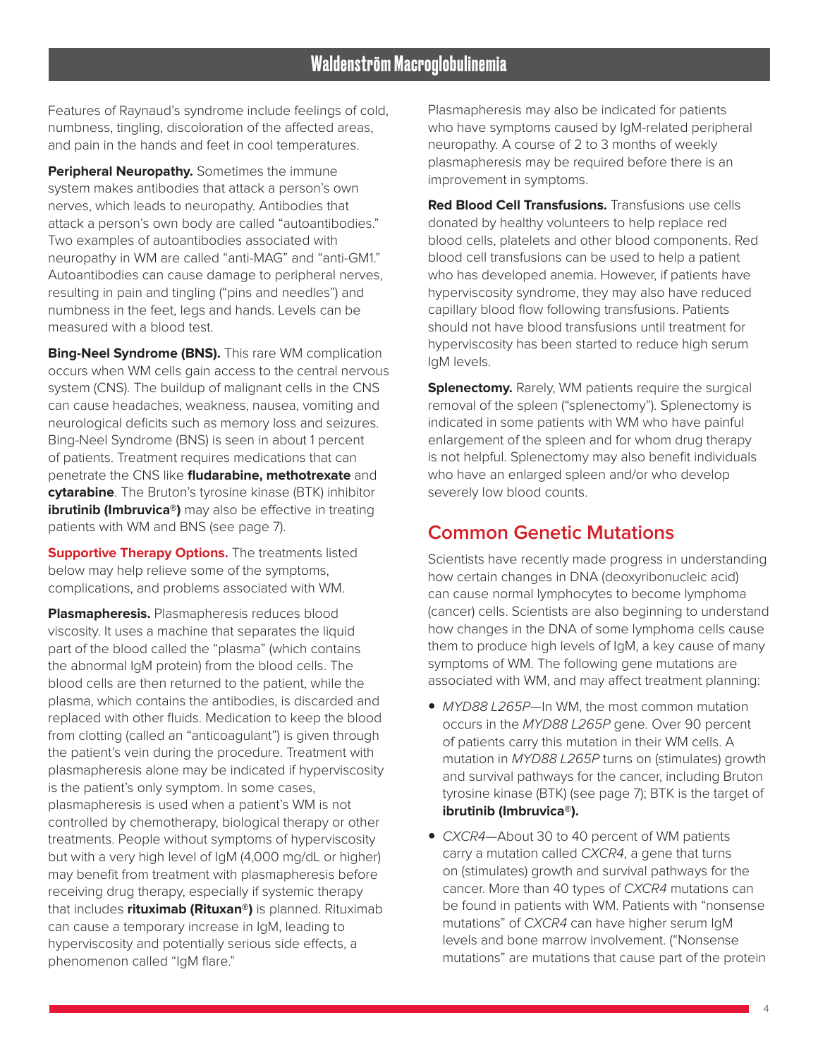Features of Raynaud's syndrome include feelings of cold, numbness, tingling, discoloration of the affected areas, and pain in the hands and feet in cool temperatures.

**Peripheral Neuropathy.** Sometimes the immune system makes antibodies that attack a person's own nerves, which leads to neuropathy. Antibodies that attack a person's own body are called "autoantibodies." Two examples of autoantibodies associated with neuropathy in WM are called "anti-MAG" and "anti-GM1." Autoantibodies can cause damage to peripheral nerves, resulting in pain and tingling ("pins and needles") and numbness in the feet, legs and hands. Levels can be measured with a blood test.

**Bing-Neel Syndrome (BNS).** This rare WM complication occurs when WM cells gain access to the central nervous system (CNS). The buildup of malignant cells in the CNS can cause headaches, weakness, nausea, vomiting and neurological deficits such as memory loss and seizures. Bing-Neel Syndrome (BNS) is seen in about 1 percent of patients. Treatment requires medications that can penetrate the CNS like **fludarabine, methotrexate** and **cytarabine**. The Bruton's tyrosine kinase (BTK) inhibitor **ibrutinib (Imbruvica®)** may also be effective in treating patients with WM and BNS (see page 7).

**Supportive Therapy Options.** The treatments listed below may help relieve some of the symptoms, complications, and problems associated with WM.

**Plasmapheresis.** Plasmapheresis reduces blood viscosity. It uses a machine that separates the liquid part of the blood called the "plasma" (which contains the abnormal IgM protein) from the blood cells. The blood cells are then returned to the patient, while the plasma, which contains the antibodies, is discarded and replaced with other fluids. Medication to keep the blood from clotting (called an "anticoagulant") is given through the patient's vein during the procedure. Treatment with plasmapheresis alone may be indicated if hyperviscosity is the patient's only symptom. In some cases, plasmapheresis is used when a patient's WM is not controlled by chemotherapy, biological therapy or other treatments. People without symptoms of hyperviscosity but with a very high level of IgM (4,000 mg/dL or higher) may benefit from treatment with plasmapheresis before receiving drug therapy, especially if systemic therapy that includes **rituximab (Rituxan®)** is planned. Rituximab can cause a temporary increase in IgM, leading to hyperviscosity and potentially serious side effects, a phenomenon called "IgM flare."

Plasmapheresis may also be indicated for patients who have symptoms caused by IgM-related peripheral neuropathy. A course of 2 to 3 months of weekly plasmapheresis may be required before there is an improvement in symptoms.

**Red Blood Cell Transfusions.** Transfusions use cells donated by healthy volunteers to help replace red blood cells, platelets and other blood components. Red blood cell transfusions can be used to help a patient who has developed anemia. However, if patients have hyperviscosity syndrome, they may also have reduced capillary blood flow following transfusions. Patients should not have blood transfusions until treatment for hyperviscosity has been started to reduce high serum IgM levels.

**Splenectomy.** Rarely, WM patients require the surgical removal of the spleen ("splenectomy"). Splenectomy is indicated in some patients with WM who have painful enlargement of the spleen and for whom drug therapy is not helpful. Splenectomy may also benefit individuals who have an enlarged spleen and/or who develop severely low blood counts.

## Common Genetic Mutations

Scientists have recently made progress in understanding how certain changes in DNA (deoxyribonucleic acid) can cause normal lymphocytes to become lymphoma (cancer) cells. Scientists are also beginning to understand how changes in the DNA of some lymphoma cells cause them to produce high levels of IgM, a key cause of many symptoms of WM. The following gene mutations are associated with WM, and may affect treatment planning:

- *MYD88 L265P*—In WM, the most common mutation occurs in the *MYD88 L265P* gene. Over 90 percent of patients carry this mutation in their WM cells. A mutation in *MYD88 L265P* turns on (stimulates) growth and survival pathways for the cancer, including Bruton tyrosine kinase (BTK) (see page 7); BTK is the target of **ibrutinib (Imbruvica®).**
- *CXCR4*—About 30 to 40 percent of WM patients carry a mutation called *CXCR4*, a gene that turns on (stimulates) growth and survival pathways for the cancer. More than 40 types of *CXCR4* mutations can be found in patients with WM. Patients with "nonsense mutations" of *CXCR4* can have higher serum IgM levels and bone marrow involvement. ("Nonsense mutations" are mutations that cause part of the protein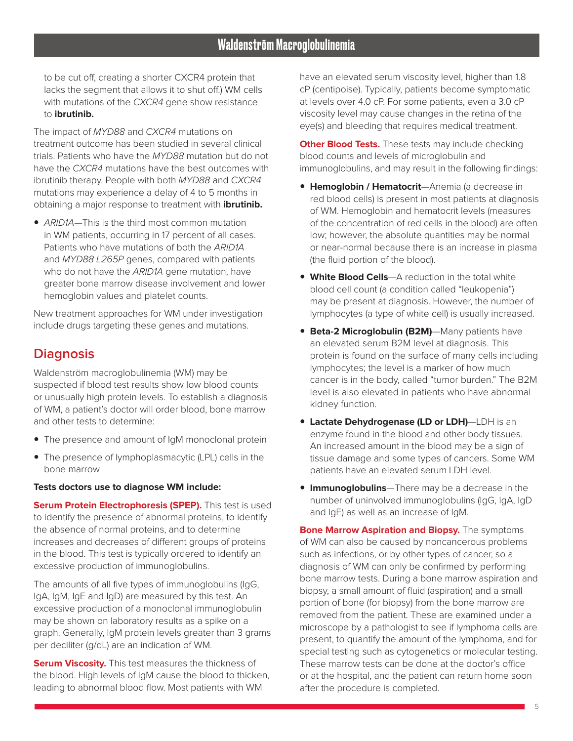to be cut off, creating a shorter CXCR4 protein that lacks the segment that allows it to shut off.) WM cells with mutations of the *CXCR4* gene show resistance to **ibrutinib.**

The impact of *MYD88* and *CXCR4* mutations on treatment outcome has been studied in several clinical trials. Patients who have the *MYD88* mutation but do not have the *CXCR4* mutations have the best outcomes with ibrutinib therapy. People with both *MYD88* and *CXCR4* mutations may experience a delay of 4 to 5 months in obtaining a major response to treatment with **ibrutinib.**

- *ARID1A*—This is the third most common mutation in WM patients, occurring in 17 percent of all cases. Patients who have mutations of both the *ARID1A* and *MYD88 L265P* genes, compared with patients who do not have the *ARID1A* gene mutation, have greater bone marrow disease involvement and lower hemoglobin values and platelet counts.

New treatment approaches for WM under investigation include drugs targeting these genes and mutations.

## Diagnosis

Waldenström macroglobulinemia (WM) may be suspected if blood test results show low blood counts or unusually high protein levels. To establish a diagnosis of WM, a patient's doctor will order blood, bone marrow and other tests to determine:

- The presence and amount of IgM monoclonal protein
- The presence of lymphoplasmacytic (LPL) cells in the bone marrow

**Tests doctors use to diagnose WM include:**

**Serum Protein Electrophoresis (SPEP).** This test is used to identify the presence of abnormal proteins, to identify the absence of normal proteins, and to determine increases and decreases of different groups of proteins in the blood. This test is typically ordered to identify an excessive production of immunoglobulins.

The amounts of all five types of immunoglobulins (IgG, IgA, IgM, IgE and IgD) are measured by this test. An excessive production of a monoclonal immunoglobulin may be shown on laboratory results as a spike on a graph. Generally, IgM protein levels greater than 3 grams per deciliter (g/dL) are an indication of WM.

**Serum Viscosity.** This test measures the thickness of the blood. High levels of IgM cause the blood to thicken, leading to abnormal blood flow. Most patients with WM have an elevated serum viscosity level, higher than 1.8 cP (centipoise). Typically, patients become symptomatic at levels over 4.0 cP. For some patients, even a 3.0 cP viscosity level may cause changes in the retina of the eye(s) and bleeding that requires medical treatment.

**Other Blood Tests.** These tests may include checking blood counts and levels of microglobulin and immunoglobulins, and may result in the following findings:

- **Hemoglobin / Hematocrit**—Anemia (a decrease in red blood cells) is present in most patients at diagnosis of WM. Hemoglobin and hematocrit levels (measures of the concentration of red cells in the blood) are often low; however, the absolute quantities may be normal or near-normal because there is an increase in plasma (the fluid portion of the blood).
- **White Blood Cells**—A reduction in the total white blood cell count (a condition called "leukopenia") may be present at diagnosis. However, the number of lymphocytes (a type of white cell) is usually increased.
- **Beta-2 Microglobulin (B2M)**—Many patients have an elevated serum B2M level at diagnosis. This protein is found on the surface of many cells including lymphocytes; the level is a marker of how much cancer is in the body, called "tumor burden." The B2M level is also elevated in patients who have abnormal kidney function.
- **Lactate Dehydrogenase (LD or LDH)**—LDH is an enzyme found in the blood and other body tissues. An increased amount in the blood may be a sign of tissue damage and some types of cancers. Some WM patients have an elevated serum LDH level.
- **Immunoglobulins**—There may be a decrease in the number of uninvolved immunoglobulins (IgG, IgA, IgD and IgE) as well as an increase of IgM.

**Bone Marrow Aspiration and Biopsy.** The symptoms of WM can also be caused by noncancerous problems such as infections, or by other types of cancer, so a diagnosis of WM can only be confirmed by performing bone marrow tests. During a bone marrow aspiration and biopsy, a small amount of fluid (aspiration) and a small portion of bone (for biopsy) from the bone marrow are removed from the patient. These are examined under a microscope by a pathologist to see if lymphoma cells are present, to quantify the amount of the lymphoma, and for special testing such as cytogenetics or molecular testing. These marrow tests can be done at the doctor's office or at the hospital, and the patient can return home soon after the procedure is completed.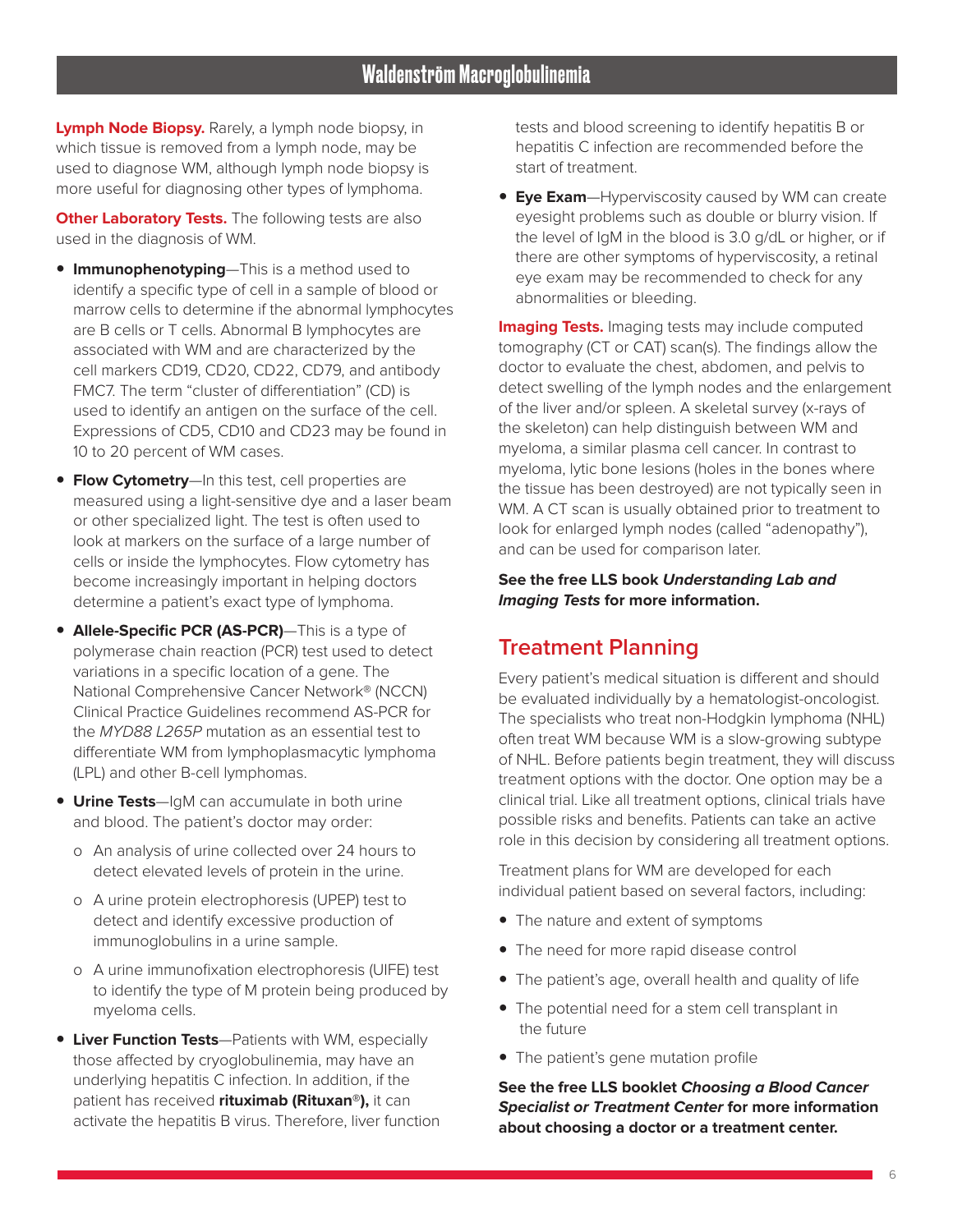**Lymph Node Biopsy.** Rarely, a lymph node biopsy, in which tissue is removed from a lymph node, may be used to diagnose WM, although lymph node biopsy is more useful for diagnosing other types of lymphoma.

**Other Laboratory Tests.** The following tests are also used in the diagnosis of WM.

- **Immunophenotyping**—This is a method used to identify a specific type of cell in a sample of blood or marrow cells to determine if the abnormal lymphocytes are B cells or T cells. Abnormal B lymphocytes are associated with WM and are characterized by the cell markers CD19, CD20, CD22, CD79, and antibody FMC7. The term "cluster of differentiation" (CD) is used to identify an antigen on the surface of the cell. Expressions of CD5, CD10 and CD23 may be found in 10 to 20 percent of WM cases.
- **Flow Cytometry**—In this test, cell properties are measured using a light-sensitive dye and a laser beam or other specialized light. The test is often used to look at markers on the surface of a large number of cells or inside the lymphocytes. Flow cytometry has become increasingly important in helping doctors determine a patient's exact type of lymphoma.
- **Allele-Specific PCR (AS-PCR)**—This is a type of polymerase chain reaction (PCR) test used to detect variations in a specific location of a gene. The National Comprehensive Cancer Network® (NCCN) Clinical Practice Guidelines recommend AS-PCR for the *MYD88 L265P* mutation as an essential test to differentiate WM from lymphoplasmacytic lymphoma (LPL) and other B-cell lymphomas.
- **Urine Tests**—IgM can accumulate in both urine and blood. The patient's doctor may order:
  - An analysis of urine collected over 24 hours to detect elevated levels of protein in the urine.
  - A urine protein electrophoresis (UPEP) test to detect and identify excessive production of immunoglobulins in a urine sample.
  - A urine immunofixation electrophoresis (UIFE) test to identify the type of M protein being produced by myeloma cells.
- **Liver Function Tests**—Patients with WM, especially those affected by cryoglobulinemia, may have an underlying hepatitis C infection. In addition, if the patient has received **rituximab (Rituxan®),** it can activate the hepatitis B virus. Therefore, liver function tests and blood screening to identify hepatitis B or hepatitis C infection are recommended before the start of treatment.
- **Eye Exam**—Hyperviscosity caused by WM can create eyesight problems such as double or blurry vision. If the level of IgM in the blood is 3.0 g/dL or higher, or if there are other symptoms of hyperviscosity, a retinal eye exam may be recommended to check for any abnormalities or bleeding.

**Imaging Tests.** Imaging tests may include computed tomography (CT or CAT) scan(s). The findings allow the doctor to evaluate the chest, abdomen, and pelvis to detect swelling of the lymph nodes and the enlargement of the liver and/or spleen. A skeletal survey (x-rays of the skeleton) can help distinguish between WM and myeloma, a similar plasma cell cancer. In contrast to myeloma, lytic bone lesions (holes in the bones where the tissue has been destroyed) are not typically seen in WM. A CT scan is usually obtained prior to treatment to look for enlarged lymph nodes (called "adenopathy"), and can be used for comparison later.

**See the free LLS book *Understanding Lab and Imaging Tests* for more information.**

## Treatment Planning

Every patient's medical situation is different and should be evaluated individually by a hematologist-oncologist. The specialists who treat non-Hodgkin lymphoma (NHL) often treat WM because WM is a slow-growing subtype of NHL. Before patients begin treatment, they will discuss treatment options with the doctor. One option may be a clinical trial. Like all treatment options, clinical trials have possible risks and benefits. Patients can take an active role in this decision by considering all treatment options.

Treatment plans for WM are developed for each individual patient based on several factors, including:

- The nature and extent of symptoms
- The need for more rapid disease control
- The patient's age, overall health and quality of life
- The potential need for a stem cell transplant in the future
- The patient's gene mutation profile

**See the free LLS booklet *Choosing a Blood Cancer Specialist or Treatment Center* for more information about choosing a doctor or a treatment center.**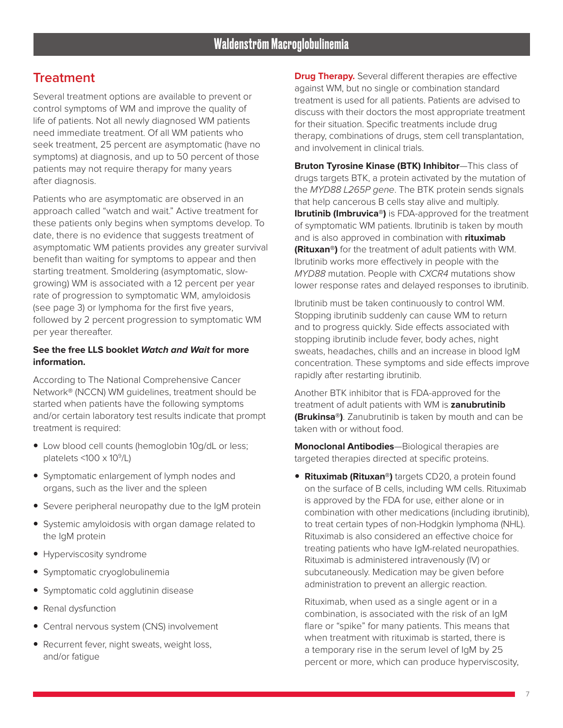## Treatment

Several treatment options are available to prevent or control symptoms of WM and improve the quality of life of patients. Not all newly diagnosed WM patients need immediate treatment. Of all WM patients who seek treatment, 25 percent are asymptomatic (have no symptoms) at diagnosis, and up to 50 percent of those patients may not require therapy for many years after diagnosis.

Patients who are asymptomatic are observed in an approach called "watch and wait." Active treatment for these patients only begins when symptoms develop. To date, there is no evidence that suggests treatment of asymptomatic WM patients provides any greater survival benefit than waiting for symptoms to appear and then starting treatment. Smoldering (asymptomatic, slow-growing) WM is associated with a 12 percent per year rate of progression to symptomatic WM, amyloidosis (see page 3) or lymphoma for the first five years, followed by 2 percent progression to symptomatic WM per year thereafter.

**See the free LLS booklet *Watch and Wait* for more information.**

According to The National Comprehensive Cancer Network® (NCCN) WM guidelines, treatment should be started when patients have the following symptoms and/or certain laboratory test results indicate that prompt treatment is required:

- Low blood cell counts (hemoglobin 10g/dL or less; platelets <100 x $10^9$/L)
- Symptomatic enlargement of lymph nodes and organs, such as the liver and the spleen
- Severe peripheral neuropathy due to the IgM protein
- Systemic amyloidosis with organ damage related to the IgM protein
- Hyperviscosity syndrome
- Symptomatic cryoglobulinemia
- Symptomatic cold agglutinin disease
- Renal dysfunction
- Central nervous system (CNS) involvement
- Recurrent fever, night sweats, weight loss, and/or fatigue

**Drug Therapy.** Several different therapies are effective against WM, but no single or combination standard treatment is used for all patients. Patients are advised to discuss with their doctors the most appropriate treatment for their situation. Specific treatments include drug therapy, combinations of drugs, stem cell transplantation, and involvement in clinical trials.

**Bruton Tyrosine Kinase (BTK) Inhibitor**—This class of drugs targets BTK, a protein activated by the mutation of the *MYD88 L265P gene*. The BTK protein sends signals that help cancerous B cells stay alive and multiply. **Ibrutinib (Imbruvica®)** is FDA-approved for the treatment of symptomatic WM patients. Ibrutinib is taken by mouth and is also approved in combination with **rituximab (Rituxan®)** for the treatment of adult patients with WM. Ibrutinib works more effectively in people with the *MYD88* mutation. People with *CXCR4* mutations show lower response rates and delayed responses to ibrutinib.

Ibrutinib must be taken continuously to control WM. Stopping ibrutinib suddenly can cause WM to return and to progress quickly. Side effects associated with stopping ibrutinib include fever, body aches, night sweats, headaches, chills and an increase in blood IgM concentration. These symptoms and side effects improve rapidly after restarting ibrutinib.

Another BTK inhibitor that is FDA-approved for the treatment of adult patients with WM is **zanubrutinib (Brukinsa®)**. Zanubrutinib is taken by mouth and can be taken with or without food.

**Monoclonal Antibodies**—Biological therapies are targeted therapies directed at specific proteins.

- **Rituximab (Rituxan®)** targets CD20, a protein found on the surface of B cells, including WM cells. Rituximab is approved by the FDA for use, either alone or in combination with other medications (including ibrutinib), to treat certain types of non-Hodgkin lymphoma (NHL). Rituximab is also considered an effective choice for treating patients who have IgM-related neuropathies. Rituximab is administered intravenously (IV) or subcutaneously. Medication may be given before administration to prevent an allergic reaction.

  Rituximab, when used as a single agent or in a combination, is associated with the risk of an IgM flare or "spike" for many patients. This means that when treatment with rituximab is started, there is a temporary rise in the serum level of IgM by 25 percent or more, which can produce hyperviscosity,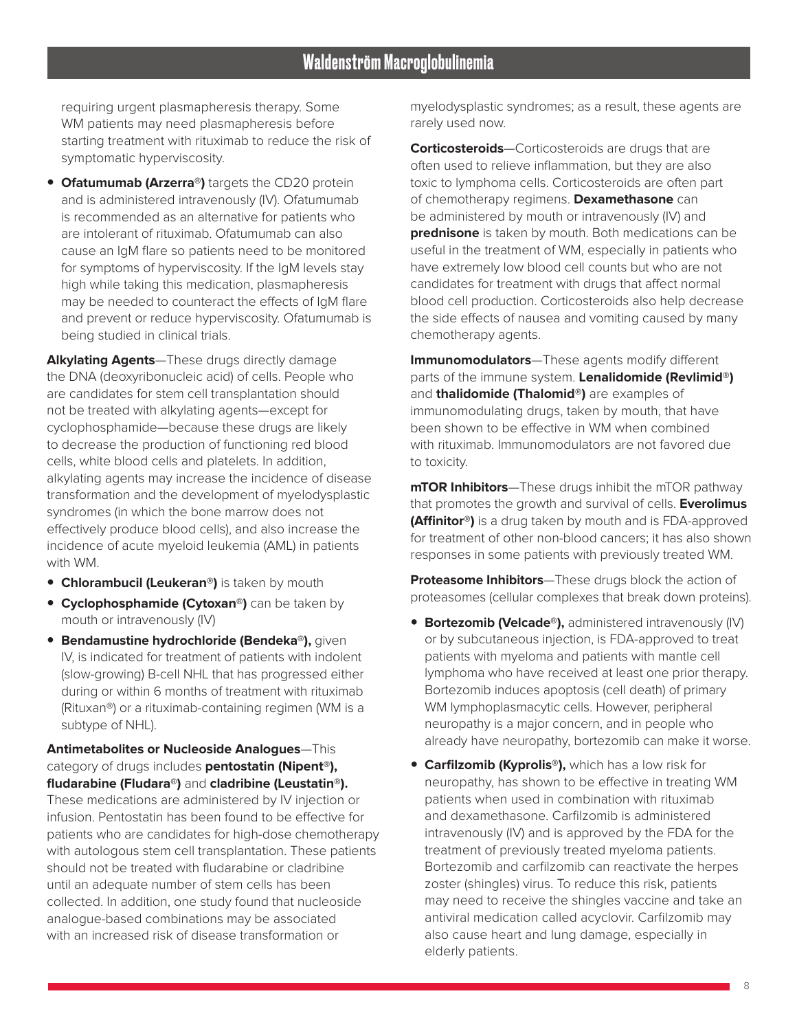requiring urgent plasmapheresis therapy. Some WM patients may need plasmapheresis before starting treatment with rituximab to reduce the risk of symptomatic hyperviscosity.

- **Ofatumumab (Arzerra®)** targets the CD20 protein and is administered intravenously (IV). Ofatumumab is recommended as an alternative for patients who are intolerant of rituximab. Ofatumumab can also cause an IgM flare so patients need to be monitored for symptoms of hyperviscosity. If the IgM levels stay high while taking this medication, plasmapheresis may be needed to counteract the effects of IgM flare and prevent or reduce hyperviscosity. Ofatumumab is being studied in clinical trials.

**Alkylating Agents**—These drugs directly damage the DNA (deoxyribonucleic acid) of cells. People who are candidates for stem cell transplantation should not be treated with alkylating agents—except for cyclophosphamide—because these drugs are likely to decrease the production of functioning red blood cells, white blood cells and platelets. In addition, alkylating agents may increase the incidence of disease transformation and the development of myelodysplastic syndromes (in which the bone marrow does not effectively produce blood cells), and also increase the incidence of acute myeloid leukemia (AML) in patients with WM.

- **Chlorambucil (Leukeran®)** is taken by mouth
- **Cyclophosphamide (Cytoxan®)** can be taken by mouth or intravenously (IV)
- **Bendamustine hydrochloride (Bendeka®),** given IV, is indicated for treatment of patients with indolent (slow-growing) B-cell NHL that has progressed either during or within 6 months of treatment with rituximab (Rituxan®) or a rituximab-containing regimen (WM is a subtype of NHL).

**Antimetabolites or Nucleoside Analogues**—This category of drugs includes **pentostatin (Nipent®), fludarabine (Fludara®)** and **cladribine (Leustatin®).** These medications are administered by IV injection or infusion. Pentostatin has been found to be effective for patients who are candidates for high-dose chemotherapy with autologous stem cell transplantation. These patients should not be treated with fludarabine or cladribine until an adequate number of stem cells has been collected. In addition, one study found that nucleoside analogue-based combinations may be associated with an increased risk of disease transformation or myelodysplastic syndromes; as a result, these agents are rarely used now.

**Corticosteroids**—Corticosteroids are drugs that are often used to relieve inflammation, but they are also toxic to lymphoma cells. Corticosteroids are often part of chemotherapy regimens. **Dexamethasone** can be administered by mouth or intravenously (IV) and **prednisone** is taken by mouth. Both medications can be useful in the treatment of WM, especially in patients who have extremely low blood cell counts but who are not candidates for treatment with drugs that affect normal blood cell production. Corticosteroids also help decrease the side effects of nausea and vomiting caused by many chemotherapy agents.

**Immunomodulators**—These agents modify different parts of the immune system. **Lenalidomide (Revlimid®)** and **thalidomide (Thalomid®)** are examples of immunomodulating drugs, taken by mouth, that have been shown to be effective in WM when combined with rituximab. Immunomodulators are not favored due to toxicity.

**mTOR Inhibitors**—These drugs inhibit the mTOR pathway that promotes the growth and survival of cells. **Everolimus (Affinitor®)** is a drug taken by mouth and is FDA-approved for treatment of other non-blood cancers; it has also shown responses in some patients with previously treated WM.

**Proteasome Inhibitors**—These drugs block the action of proteasomes (cellular complexes that break down proteins).

- **Bortezomib (Velcade®),** administered intravenously (IV) or by subcutaneous injection, is FDA-approved to treat patients with myeloma and patients with mantle cell lymphoma who have received at least one prior therapy. Bortezomib induces apoptosis (cell death) of primary WM lymphoplasmacytic cells. However, peripheral neuropathy is a major concern, and in people who already have neuropathy, bortezomib can make it worse.
- **Carfilzomib (Kyprolis®),** which has a low risk for neuropathy, has shown to be effective in treating WM patients when used in combination with rituximab and dexamethasone. Carfilzomib is administered intravenously (IV) and is approved by the FDA for the treatment of previously treated myeloma patients. Bortezomib and carfilzomib can reactivate the herpes zoster (shingles) virus. To reduce this risk, patients may need to receive the shingles vaccine and take an antiviral medication called acyclovir. Carfilzomib may also cause heart and lung damage, especially in elderly patients.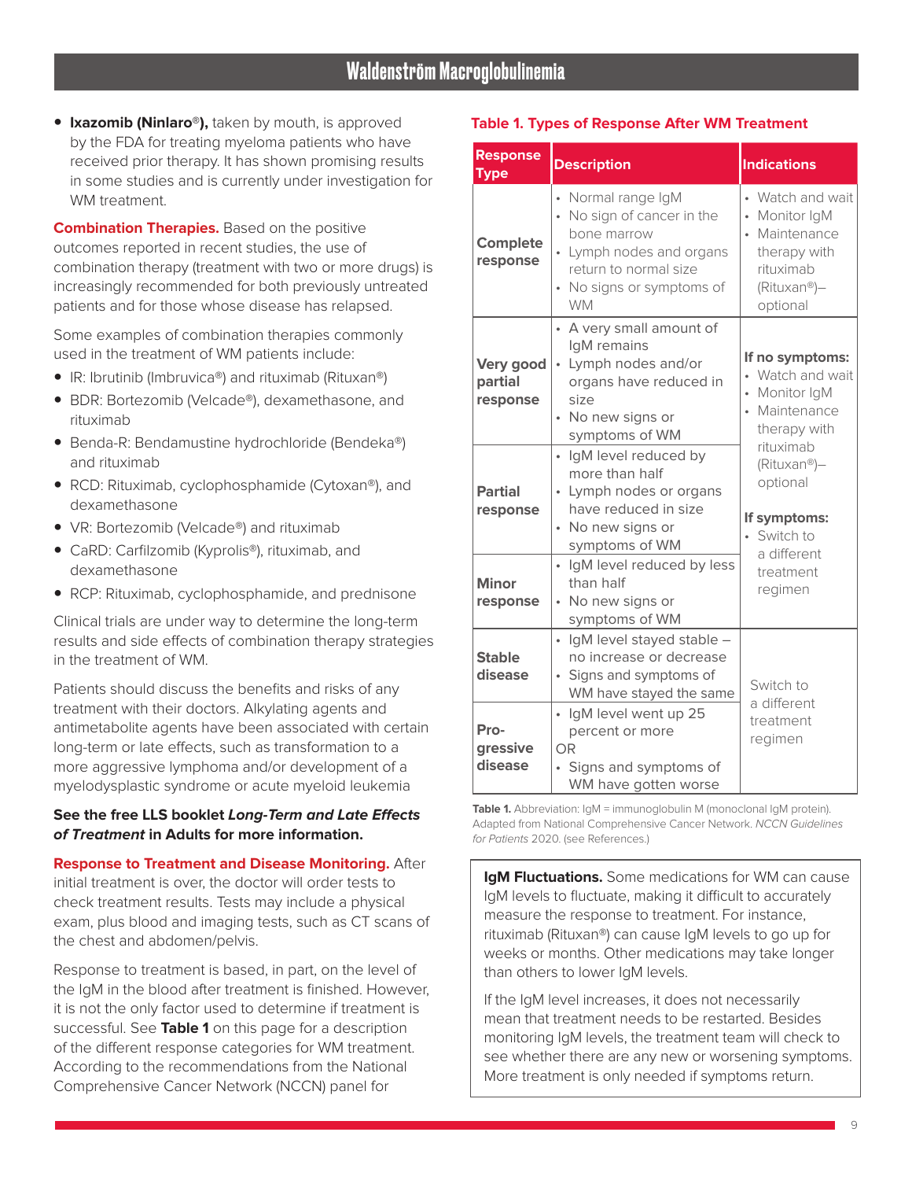- **Ixazomib (Ninlaro®),** taken by mouth, is approved by the FDA for treating myeloma patients who have received prior therapy. It has shown promising results in some studies and is currently under investigation for WM treatment.

**Combination Therapies.** Based on the positive outcomes reported in recent studies, the use of combination therapy (treatment with two or more drugs) is increasingly recommended for both previously untreated patients and for those whose disease has relapsed.

Some examples of combination therapies commonly used in the treatment of WM patients include:

- IR: Ibrutinib (Imbruvica®) and rituximab (Rituxan®)
- BDR: Bortezomib (Velcade®), dexamethasone, and rituximab
- Benda-R: Bendamustine hydrochloride (Bendeka®) and rituximab
- RCD: Rituximab, cyclophosphamide (Cytoxan®), and dexamethasone
- VR: Bortezomib (Velcade®) and rituximab
- CaRD: Carfilzomib (Kyprolis®), rituximab, and dexamethasone
- RCP: Rituximab, cyclophosphamide, and prednisone

Clinical trials are under way to determine the long-term results and side effects of combination therapy strategies in the treatment of WM.

Patients should discuss the benefits and risks of any treatment with their doctors. Alkylating agents and antimetabolite agents have been associated with certain long-term or late effects, such as transformation to a more aggressive lymphoma and/or development of a myelodysplastic syndrome or acute myeloid leukemia

**See the free LLS booklet *Long-Term and Late Effects of Treatment* in Adults for more information.**

**Response to Treatment and Disease Monitoring.** After initial treatment is over, the doctor will order tests to check treatment results. Tests may include a physical exam, plus blood and imaging tests, such as CT scans of the chest and abdomen/pelvis.

Response to treatment is based, in part, on the level of the IgM in the blood after treatment is finished. However, it is not the only factor used to determine if treatment is successful. See **Table 1** on this page for a description of the different response categories for WM treatment. According to the recommendations from the National Comprehensive Cancer Network (NCCN) panel for

**Table 1. Types of Response After WM Treatment**

| Response Type | Description | Indications |
|---|---|---|
| **Complete response** | • Normal range IgM<br>• No sign of cancer in the bone marrow<br>• Lymph nodes and organs return to normal size<br>• No signs or symptoms of WM | • Watch and wait<br>• Monitor IgM<br>• Maintenance therapy with rituximab (Rituxan®)–optional |
| **Very good partial response** | • A very small amount of IgM remains<br>• Lymph nodes and/or organs have reduced in size<br>• No new signs or symptoms of WM | **If no symptoms:**<br>• Watch and wait<br>• Monitor IgM<br>• Maintenance therapy with rituximab (Rituxan®)–optional<br>**If symptoms:**<br>• Switch to a different treatment regimen |
| **Partial response** | • IgM level reduced by more than half<br>• Lymph nodes or organs have reduced in size<br>• No new signs or symptoms of WM | |
| **Minor response** | • IgM level reduced by less than half<br>• No new signs or symptoms of WM | |
| **Stable disease** | • IgM level stayed stable – no increase or decrease<br>• Signs and symptoms of WM have stayed the same | Switch to a different treatment regimen |
| **Progressive disease** | • IgM level went up 25 percent or more<br>OR<br>• Signs and symptoms of WM have gotten worse | |

**Table 1.** Abbreviation: IgM = immunoglobulin M (monoclonal IgM protein). Adapted from National Comprehensive Cancer Network. *NCCN Guidelines for Patients* 2020. (see References.)

**IgM Fluctuations.** Some medications for WM can cause IgM levels to fluctuate, making it difficult to accurately measure the response to treatment. For instance, rituximab (Rituxan®) can cause IgM levels to go up for weeks or months. Other medications may take longer than others to lower IgM levels.

If the IgM level increases, it does not necessarily mean that treatment needs to be restarted. Besides monitoring IgM levels, the treatment team will check to see whether there are any new or worsening symptoms. More treatment is only needed if symptoms return.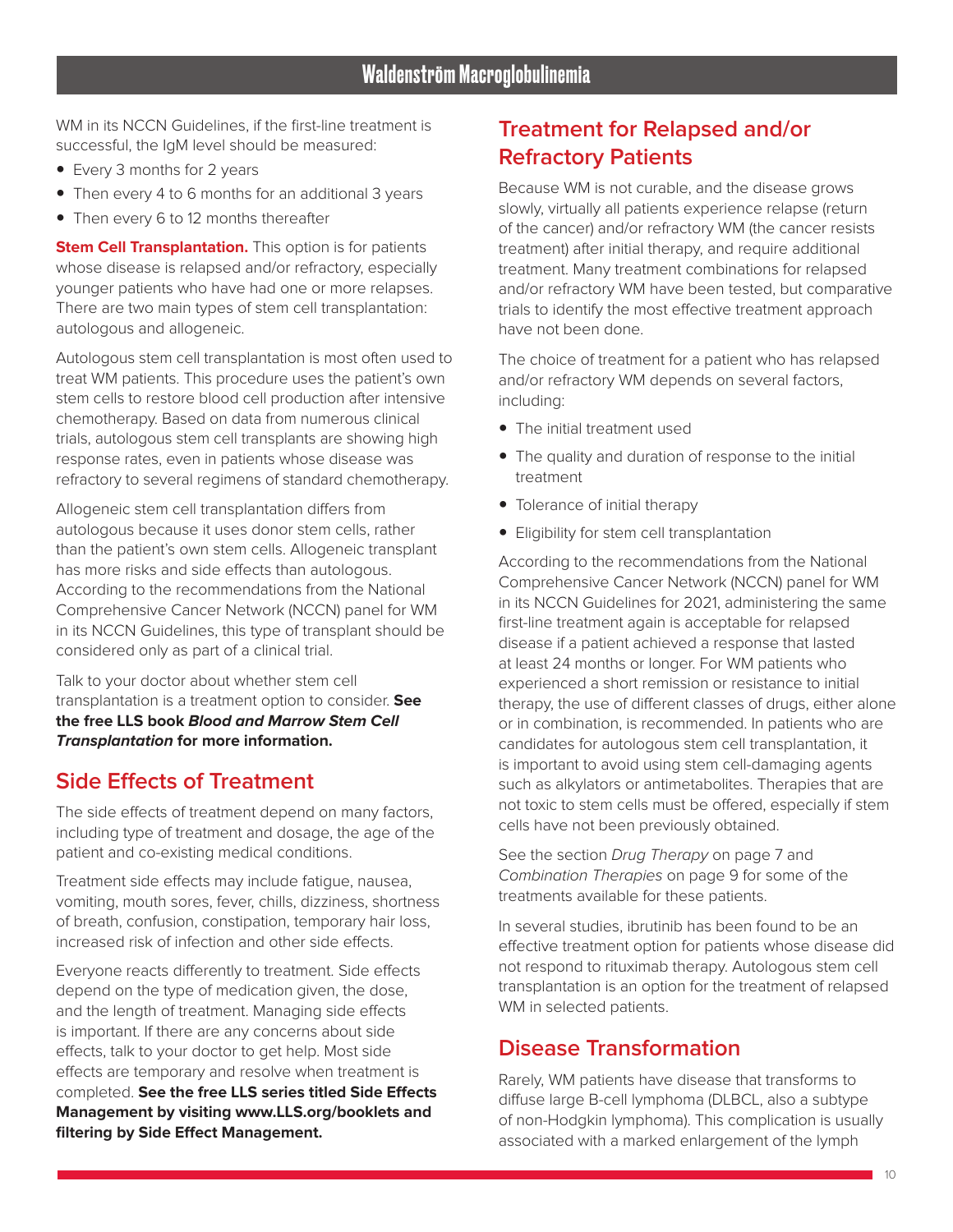WM in its NCCN Guidelines, if the first-line treatment is successful, the IgM level should be measured:

- Every 3 months for 2 years
- Then every 4 to 6 months for an additional 3 years
- Then every 6 to 12 months thereafter

**Stem Cell Transplantation.** This option is for patients whose disease is relapsed and/or refractory, especially younger patients who have had one or more relapses. There are two main types of stem cell transplantation: autologous and allogeneic.

Autologous stem cell transplantation is most often used to treat WM patients. This procedure uses the patient's own stem cells to restore blood cell production after intensive chemotherapy. Based on data from numerous clinical trials, autologous stem cell transplants are showing high response rates, even in patients whose disease was refractory to several regimens of standard chemotherapy.

Allogeneic stem cell transplantation differs from autologous because it uses donor stem cells, rather than the patient's own stem cells. Allogeneic transplant has more risks and side effects than autologous. According to the recommendations from the National Comprehensive Cancer Network (NCCN) panel for WM in its NCCN Guidelines, this type of transplant should be considered only as part of a clinical trial.

Talk to your doctor about whether stem cell transplantation is a treatment option to consider. **See the free LLS book *Blood and Marrow Stem Cell Transplantation* for more information.**

## Side Effects of Treatment

The side effects of treatment depend on many factors, including type of treatment and dosage, the age of the patient and co-existing medical conditions.

Treatment side effects may include fatigue, nausea, vomiting, mouth sores, fever, chills, dizziness, shortness of breath, confusion, constipation, temporary hair loss, increased risk of infection and other side effects.

Everyone reacts differently to treatment. Side effects depend on the type of medication given, the dose, and the length of treatment. Managing side effects is important. If there are any concerns about side effects, talk to your doctor to get help. Most side effects are temporary and resolve when treatment is completed. **See the free LLS series titled Side Effects Management by visiting www.LLS.org/booklets and filtering by Side Effect Management.**

## Treatment for Relapsed and/or Refractory Patients

Because WM is not curable, and the disease grows slowly, virtually all patients experience relapse (return of the cancer) and/or refractory WM (the cancer resists treatment) after initial therapy, and require additional treatment. Many treatment combinations for relapsed and/or refractory WM have been tested, but comparative trials to identify the most effective treatment approach have not been done.

The choice of treatment for a patient who has relapsed and/or refractory WM depends on several factors, including:

- The initial treatment used
- The quality and duration of response to the initial treatment
- Tolerance of initial therapy
- Eligibility for stem cell transplantation

According to the recommendations from the National Comprehensive Cancer Network (NCCN) panel for WM in its NCCN Guidelines for 2021, administering the same first-line treatment again is acceptable for relapsed disease if a patient achieved a response that lasted at least 24 months or longer. For WM patients who experienced a short remission or resistance to initial therapy, the use of different classes of drugs, either alone or in combination, is recommended. In patients who are candidates for autologous stem cell transplantation, it is important to avoid using stem cell-damaging agents such as alkylators or antimetabolites. Therapies that are not toxic to stem cells must be offered, especially if stem cells have not been previously obtained.

See the section *Drug Therapy* on page 7 and *Combination Therapies* on page 9 for some of the treatments available for these patients.

In several studies, ibrutinib has been found to be an effective treatment option for patients whose disease did not respond to rituximab therapy. Autologous stem cell transplantation is an option for the treatment of relapsed WM in selected patients.

## Disease Transformation

Rarely, WM patients have disease that transforms to diffuse large B-cell lymphoma (DLBCL, also a subtype of non-Hodgkin lymphoma). This complication is usually associated with a marked enlargement of the lymph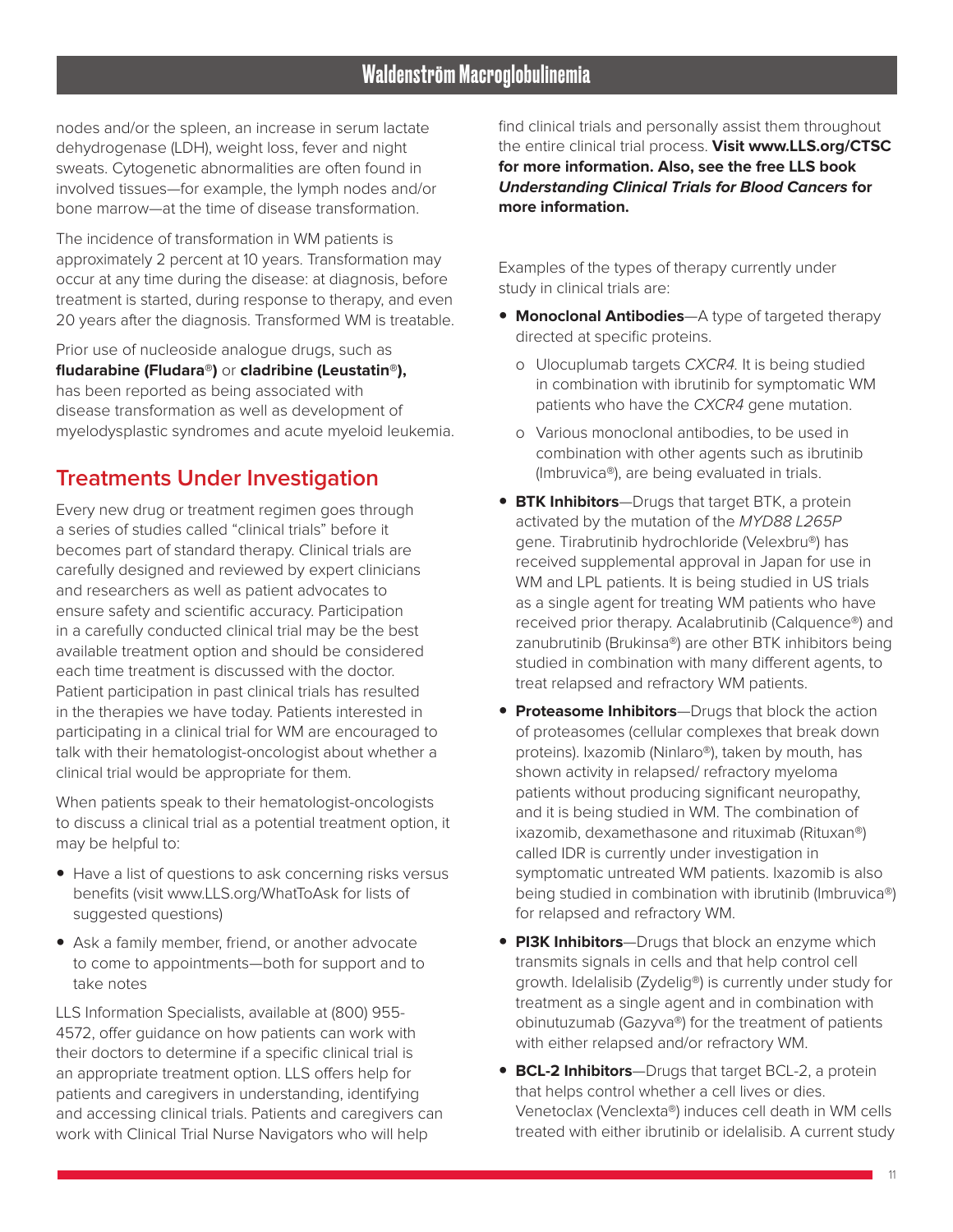nodes and/or the spleen, an increase in serum lactate dehydrogenase (LDH), weight loss, fever and night sweats. Cytogenetic abnormalities are often found in involved tissues—for example, the lymph nodes and/or bone marrow—at the time of disease transformation.

The incidence of transformation in WM patients is approximately 2 percent at 10 years. Transformation may occur at any time during the disease: at diagnosis, before treatment is started, during response to therapy, and even 20 years after the diagnosis. Transformed WM is treatable.

Prior use of nucleoside analogue drugs, such as **fludarabine (Fludara®)** or **cladribine (Leustatin®),** has been reported as being associated with disease transformation as well as development of myelodysplastic syndromes and acute myeloid leukemia.

## Treatments Under Investigation

Every new drug or treatment regimen goes through a series of studies called "clinical trials" before it becomes part of standard therapy. Clinical trials are carefully designed and reviewed by expert clinicians and researchers as well as patient advocates to ensure safety and scientific accuracy. Participation in a carefully conducted clinical trial may be the best available treatment option and should be considered each time treatment is discussed with the doctor. Patient participation in past clinical trials has resulted in the therapies we have today. Patients interested in participating in a clinical trial for WM are encouraged to talk with their hematologist-oncologist about whether a clinical trial would be appropriate for them.

When patients speak to their hematologist-oncologists to discuss a clinical trial as a potential treatment option, it may be helpful to:

- Have a list of questions to ask concerning risks versus benefits (visit www.LLS.org/WhatToAsk for lists of suggested questions)
- Ask a family member, friend, or another advocate to come to appointments—both for support and to take notes

LLS Information Specialists, available at (800) 955-4572, offer guidance on how patients can work with their doctors to determine if a specific clinical trial is an appropriate treatment option. LLS offers help for patients and caregivers in understanding, identifying and accessing clinical trials. Patients and caregivers can work with Clinical Trial Nurse Navigators who will help find clinical trials and personally assist them throughout the entire clinical trial process. **Visit www.LLS.org/CTSC for more information. Also, see the free LLS book *Understanding Clinical Trials for Blood Cancers* for more information.**

Examples of the types of therapy currently under study in clinical trials are:

- **Monoclonal Antibodies**—A type of targeted therapy directed at specific proteins.
  - Ulocuplumab targets *CXCR4.* It is being studied in combination with ibrutinib for symptomatic WM patients who have the *CXCR4* gene mutation.
  - Various monoclonal antibodies, to be used in combination with other agents such as ibrutinib (Imbruvica®), are being evaluated in trials.
- **BTK Inhibitors**—Drugs that target BTK, a protein activated by the mutation of the *MYD88 L265P* gene. Tirabrutinib hydrochloride (Velexbru®) has received supplemental approval in Japan for use in WM and LPL patients. It is being studied in US trials as a single agent for treating WM patients who have received prior therapy. Acalabrutinib (Calquence®) and zanubrutinib (Brukinsa®) are other BTK inhibitors being studied in combination with many different agents, to treat relapsed and refractory WM patients.
- **Proteasome Inhibitors**—Drugs that block the action of proteasomes (cellular complexes that break down proteins). Ixazomib (Ninlaro®), taken by mouth, has shown activity in relapsed/ refractory myeloma patients without producing significant neuropathy, and it is being studied in WM. The combination of ixazomib, dexamethasone and rituximab (Rituxan®) called IDR is currently under investigation in symptomatic untreated WM patients. Ixazomib is also being studied in combination with ibrutinib (Imbruvica®) for relapsed and refractory WM.
- **PI3K Inhibitors**—Drugs that block an enzyme which transmits signals in cells and that help control cell growth. Idelalisib (Zydelig®) is currently under study for treatment as a single agent and in combination with obinutuzumab (Gazyva®) for the treatment of patients with either relapsed and/or refractory WM.
- **BCL-2 Inhibitors**—Drugs that target BCL-2, a protein that helps control whether a cell lives or dies. Venetoclax (Venclexta®) induces cell death in WM cells treated with either ibrutinib or idelalisib. A current study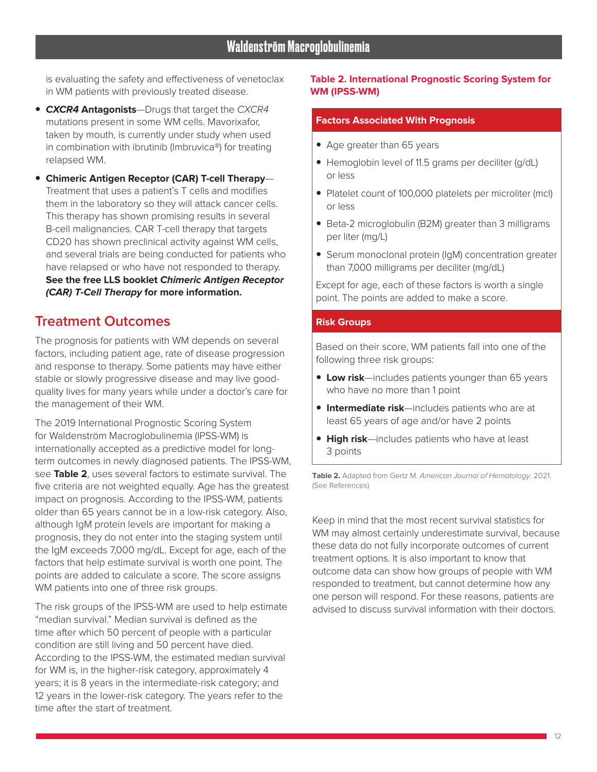is evaluating the safety and effectiveness of venetoclax in WM patients with previously treated disease.

- ***CXCR4* Antagonists**—Drugs that target the *CXCR4* mutations present in some WM cells. Mavorixafor, taken by mouth, is currently under study when used in combination with ibrutinib (Imbruvica®) for treating relapsed WM.
- **Chimeric Antigen Receptor (CAR) T-cell Therapy**—Treatment that uses a patient's T cells and modifies them in the laboratory so they will attack cancer cells. This therapy has shown promising results in several B-cell malignancies. CAR T-cell therapy that targets CD20 has shown preclinical activity against WM cells, and several trials are being conducted for patients who have relapsed or who have not responded to therapy. **See the free LLS booklet *Chimeric Antigen Receptor (CAR) T-Cell Therapy* for more information.**

## Treatment Outcomes

The prognosis for patients with WM depends on several factors, including patient age, rate of disease progression and response to therapy. Some patients may have either stable or slowly progressive disease and may live good-quality lives for many years while under a doctor's care for the management of their WM.

The 2019 International Prognostic Scoring System for Waldenström Macroglobulinemia (IPSS-WM) is internationally accepted as a predictive model for long-term outcomes in newly diagnosed patients. The IPSS-WM, see **Table 2**, uses several factors to estimate survival. The five criteria are not weighted equally. Age has the greatest impact on prognosis. According to the IPSS-WM, patients older than 65 years cannot be in a low-risk category. Also, although IgM protein levels are important for making a prognosis, they do not enter into the staging system until the IgM exceeds 7,000 mg/dL. Except for age, each of the factors that help estimate survival is worth one point. The points are added to calculate a score. The score assigns WM patients into one of three risk groups.

The risk groups of the IPSS-WM are used to help estimate "median survival." Median survival is defined as the time after which 50 percent of people with a particular condition are still living and 50 percent have died. According to the IPSS-WM, the estimated median survival for WM is, in the higher-risk category, approximately 4 years; it is 8 years in the intermediate-risk category; and 12 years in the lower-risk category. The years refer to the time after the start of treatment.

**Table 2. International Prognostic Scoring System for WM (IPSS-WM)**

**Factors Associated With Prognosis**

- Age greater than 65 years
- Hemoglobin level of 11.5 grams per deciliter (g/dL) or less
- Platelet count of 100,000 platelets per microliter (mcl) or less
- Beta-2 microglobulin (B2M) greater than 3 milligrams per liter (mg/L)
- Serum monoclonal protein (IgM) concentration greater than 7,000 milligrams per deciliter (mg/dL)

Except for age, each of these factors is worth a single point. The points are added to make a score.

**Risk Groups**

Based on their score, WM patients fall into one of the following three risk groups:

- **Low risk**—includes patients younger than 65 years who have no more than 1 point
- **Intermediate risk**—includes patients who are at least 65 years of age and/or have 2 points
- **High risk**—includes patients who have at least 3 points

**Table 2.** Adapted from Gertz M. *American Journal of Hematology.* 2021. (See References)

Keep in mind that the most recent survival statistics for WM may almost certainly underestimate survival, because these data do not fully incorporate outcomes of current treatment options. It is also important to know that outcome data can show how groups of people with WM responded to treatment, but cannot determine how any one person will respond. For these reasons, patients are advised to discuss survival information with their doctors.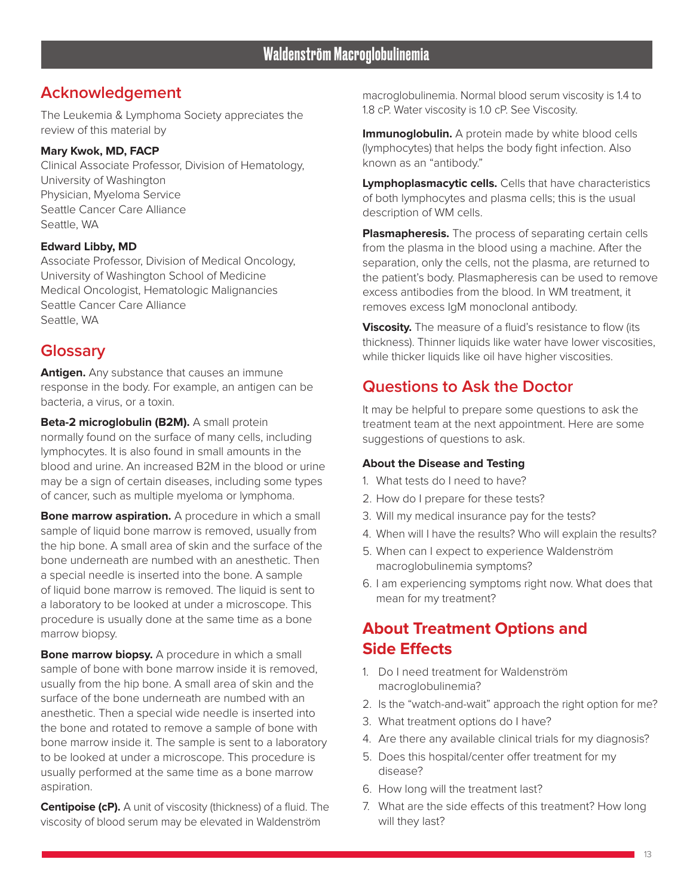## Acknowledgement

The Leukemia & Lymphoma Society appreciates the review of this material by

**Mary Kwok, MD, FACP**
Clinical Associate Professor, Division of Hematology,
University of Washington
Physician, Myeloma Service
Seattle Cancer Care Alliance
Seattle, WA

**Edward Libby, MD**
Associate Professor, Division of Medical Oncology,
University of Washington School of Medicine
Medical Oncologist, Hematologic Malignancies
Seattle Cancer Care Alliance
Seattle, WA

## Glossary

**Antigen.** Any substance that causes an immune response in the body. For example, an antigen can be bacteria, a virus, or a toxin.

**Beta-2 microglobulin (B2M).** A small protein normally found on the surface of many cells, including lymphocytes. It is also found in small amounts in the blood and urine. An increased B2M in the blood or urine may be a sign of certain diseases, including some types of cancer, such as multiple myeloma or lymphoma.

**Bone marrow aspiration.** A procedure in which a small sample of liquid bone marrow is removed, usually from the hip bone. A small area of skin and the surface of the bone underneath are numbed with an anesthetic. Then a special needle is inserted into the bone. A sample of liquid bone marrow is removed. The liquid is sent to a laboratory to be looked at under a microscope. This procedure is usually done at the same time as a bone marrow biopsy.

**Bone marrow biopsy.** A procedure in which a small sample of bone with bone marrow inside it is removed, usually from the hip bone. A small area of skin and the surface of the bone underneath are numbed with an anesthetic. Then a special wide needle is inserted into the bone and rotated to remove a sample of bone with bone marrow inside it. The sample is sent to a laboratory to be looked at under a microscope. This procedure is usually performed at the same time as a bone marrow aspiration.

**Centipoise (cP).** A unit of viscosity (thickness) of a fluid. The viscosity of blood serum may be elevated in Waldenström macroglobulinemia. Normal blood serum viscosity is 1.4 to 1.8 cP. Water viscosity is 1.0 cP. See Viscosity.

**Immunoglobulin.** A protein made by white blood cells (lymphocytes) that helps the body fight infection. Also known as an "antibody."

**Lymphoplasmacytic cells.** Cells that have characteristics of both lymphocytes and plasma cells; this is the usual description of WM cells.

**Plasmapheresis.** The process of separating certain cells from the plasma in the blood using a machine. After the separation, only the cells, not the plasma, are returned to the patient's body. Plasmapheresis can be used to remove excess antibodies from the blood. In WM treatment, it removes excess IgM monoclonal antibody.

**Viscosity.** The measure of a fluid's resistance to flow (its thickness). Thinner liquids like water have lower viscosities, while thicker liquids like oil have higher viscosities.

## Questions to Ask the Doctor

It may be helpful to prepare some questions to ask the treatment team at the next appointment. Here are some suggestions of questions to ask.

**About the Disease and Testing**

1. What tests do I need to have?
2. How do I prepare for these tests?
3. Will my medical insurance pay for the tests?
4. When will I have the results? Who will explain the results?
5. When can I expect to experience Waldenström macroglobulinemia symptoms?
6. I am experiencing symptoms right now. What does that mean for my treatment?

## About Treatment Options and Side Effects

1. Do I need treatment for Waldenström macroglobulinemia?
2. Is the "watch-and-wait" approach the right option for me?
3. What treatment options do I have?
4. Are there any available clinical trials for my diagnosis?
5. Does this hospital/center offer treatment for my disease?
6. How long will the treatment last?
7. What are the side effects of this treatment? How long will they last?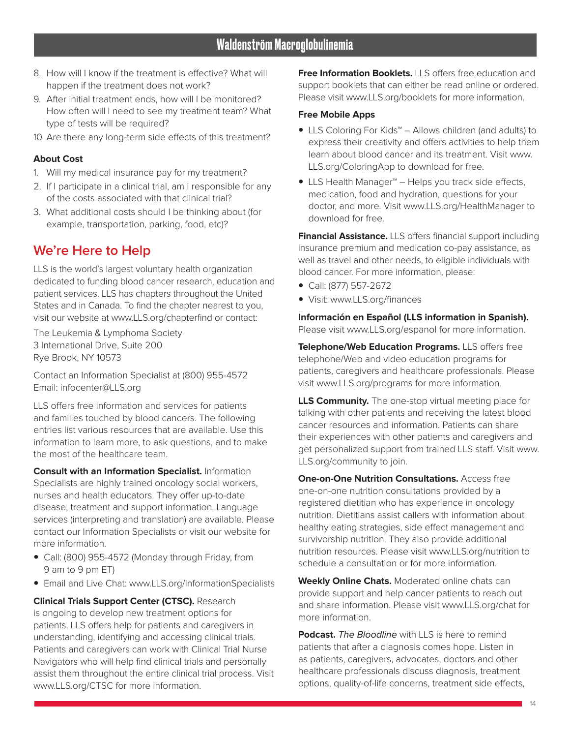8. How will I know if the treatment is effective? What will happen if the treatment does not work?
9. After initial treatment ends, how will I be monitored? How often will I need to see my treatment team? What type of tests will be required?
10. Are there any long-term side effects of this treatment?

**About Cost**

1. Will my medical insurance pay for my treatment?
2. If I participate in a clinical trial, am I responsible for any of the costs associated with that clinical trial?
3. What additional costs should I be thinking about (for example, transportation, parking, food, etc)?

## We're Here to Help

LLS is the world's largest voluntary health organization dedicated to funding blood cancer research, education and patient services. LLS has chapters throughout the United States and in Canada. To find the chapter nearest to you, visit our website at www.LLS.org/chapterfind or contact:

The Leukemia & Lymphoma Society
3 International Drive, Suite 200
Rye Brook, NY 10573

Contact an Information Specialist at (800) 955-4572
Email: infocenter@LLS.org

LLS offers free information and services for patients and families touched by blood cancers. The following entries list various resources that are available. Use this information to learn more, to ask questions, and to make the most of the healthcare team.

**Consult with an Information Specialist.** Information Specialists are highly trained oncology social workers, nurses and health educators. They offer up-to-date disease, treatment and support information. Language services (interpreting and translation) are available. Please contact our Information Specialists or visit our website for more information.

- Call: (800) 955-4572 (Monday through Friday, from 9 am to 9 pm ET)
- Email and Live Chat: www.LLS.org/InformationSpecialists

**Clinical Trials Support Center (CTSC).** Research is ongoing to develop new treatment options for patients. LLS offers help for patients and caregivers in understanding, identifying and accessing clinical trials. Patients and caregivers can work with Clinical Trial Nurse Navigators who will help find clinical trials and personally assist them throughout the entire clinical trial process. Visit www.LLS.org/CTSC for more information.

**Free Information Booklets.** LLS offers free education and support booklets that can either be read online or ordered. Please visit www.LLS.org/booklets for more information.

**Free Mobile Apps**

- LLS Coloring For Kids™ – Allows children (and adults) to express their creativity and offers activities to help them learn about blood cancer and its treatment. Visit www.LLS.org/ColoringApp to download for free.
- LLS Health Manager™ – Helps you track side effects, medication, food and hydration, questions for your doctor, and more. Visit www.LLS.org/HealthManager to download for free.

**Financial Assistance.** LLS offers financial support including insurance premium and medication co-pay assistance, as well as travel and other needs, to eligible individuals with blood cancer. For more information, please:

- Call: (877) 557-2672
- Visit: www.LLS.org/finances

**Información en Español (LLS information in Spanish).** Please visit www.LLS.org/espanol for more information.

**Telephone/Web Education Programs.** LLS offers free telephone/Web and video education programs for patients, caregivers and healthcare professionals. Please visit www.LLS.org/programs for more information.

**LLS Community.** The one-stop virtual meeting place for talking with other patients and receiving the latest blood cancer resources and information. Patients can share their experiences with other patients and caregivers and get personalized support from trained LLS staff. Visit www.LLS.org/community to join.

**One-on-One Nutrition Consultations.** Access free one-on-one nutrition consultations provided by a registered dietitian who has experience in oncology nutrition. Dietitians assist callers with information about healthy eating strategies, side effect management and survivorship nutrition. They also provide additional nutrition resources. Please visit www.LLS.org/nutrition to schedule a consultation or for more information.

**Weekly Online Chats.** Moderated online chats can provide support and help cancer patients to reach out and share information. Please visit www.LLS.org/chat for more information.

**Podcast.** *The Bloodline* with LLS is here to remind patients that after a diagnosis comes hope. Listen in as patients, caregivers, advocates, doctors and other healthcare professionals discuss diagnosis, treatment options, quality-of-life concerns, treatment side effects,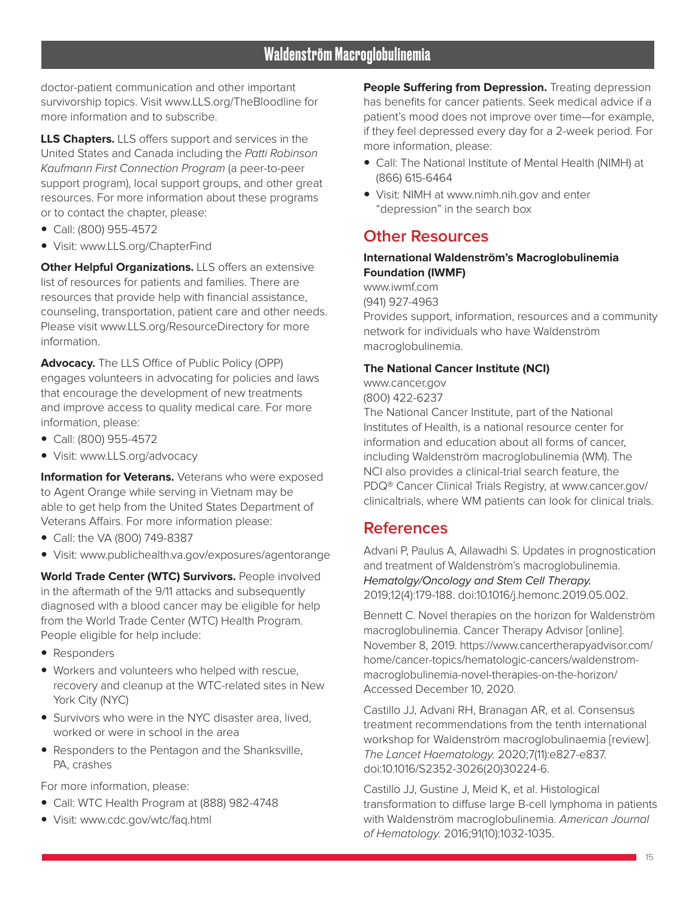doctor-patient communication and other important survivorship topics. Visit www.LLS.org/TheBloodline for more information and to subscribe.

**LLS Chapters.** LLS offers support and services in the United States and Canada including the *Patti Robinson Kaufmann First Connection Program* (a peer-to-peer support program), local support groups, and other great resources. For more information about these programs or to contact the chapter, please:

- Call: (800) 955-4572
- Visit: www.LLS.org/ChapterFind

**Other Helpful Organizations.** LLS offers an extensive list of resources for patients and families. There are resources that provide help with financial assistance, counseling, transportation, patient care and other needs. Please visit www.LLS.org/ResourceDirectory for more information.

**Advocacy.** The LLS Office of Public Policy (OPP) engages volunteers in advocating for policies and laws that encourage the development of new treatments and improve access to quality medical care. For more information, please:

- Call: (800) 955-4572
- Visit: www.LLS.org/advocacy

**Information for Veterans.** Veterans who were exposed to Agent Orange while serving in Vietnam may be able to get help from the United States Department of Veterans Affairs. For more information please:

- Call: the VA (800) 749-8387
- Visit: www.publichealth.va.gov/exposures/agentorange

**World Trade Center (WTC) Survivors.** People involved in the aftermath of the 9/11 attacks and subsequently diagnosed with a blood cancer may be eligible for help from the World Trade Center (WTC) Health Program. People eligible for help include:

- Responders
- Workers and volunteers who helped with rescue, recovery and cleanup at the WTC-related sites in New York City (NYC)
- Survivors who were in the NYC disaster area, lived, worked or were in school in the area
- Responders to the Pentagon and the Shanksville, PA, crashes

For more information, please:

- Call: WTC Health Program at (888) 982-4748
- Visit: www.cdc.gov/wtc/faq.html

**People Suffering from Depression.** Treating depression has benefits for cancer patients. Seek medical advice if a patient's mood does not improve over time—for example, if they feel depressed every day for a 2-week period. For more information, please:

- Call: The National Institute of Mental Health (NIMH) at (866) 615-6464
- Visit: NIMH at www.nimh.nih.gov and enter "depression" in the search box

## Other Resources

**International Waldenström's Macroglobulinemia Foundation (IWMF)**
www.iwmf.com
(941) 927-4963
Provides support, information, resources and a community network for individuals who have Waldenström macroglobulinemia.

**The National Cancer Institute (NCI)**
www.cancer.gov
(800) 422-6237
The National Cancer Institute, part of the National Institutes of Health, is a national resource center for information and education about all forms of cancer, including Waldenström macroglobulinemia (WM). The NCI also provides a clinical-trial search feature, the PDQ® Cancer Clinical Trials Registry, at www.cancer.gov/clinicaltrials, where WM patients can look for clinical trials.

## References

Advani P, Paulus A, Ailawadhi S. Updates in prognostication and treatment of Waldenström's macroglobulinemia. *Hematolgy/Oncology and Stem Cell Therapy.* 2019;12(4):179-188. doi:10.1016/j.hemonc.2019.05.002.

Bennett C. Novel therapies on the horizon for Waldenström macroglobulinemia. Cancer Therapy Advisor [online]. November 8, 2019. https://www.cancertherapyadvisor.com/home/cancer-topics/hematologic-cancers/waldenstrom-macroglobulinemia-novel-therapies-on-the-horizon/ Accessed December 10, 2020.

Castillo JJ, Advani RH, Branagan AR, et al. Consensus treatment recommendations from the tenth international workshop for Waldenström macroglobulinaemia [review]. *The Lancet Haematology.* 2020;7(11):e827-e837. doi:10.1016/S2352-3026(20)30224-6.

Castillo JJ, Gustine J, Meid K, et al. Histological transformation to diffuse large B-cell lymphoma in patients with Waldenström macroglobulinemia. *American Journal of Hematology.* 2016;91(10):1032-1035.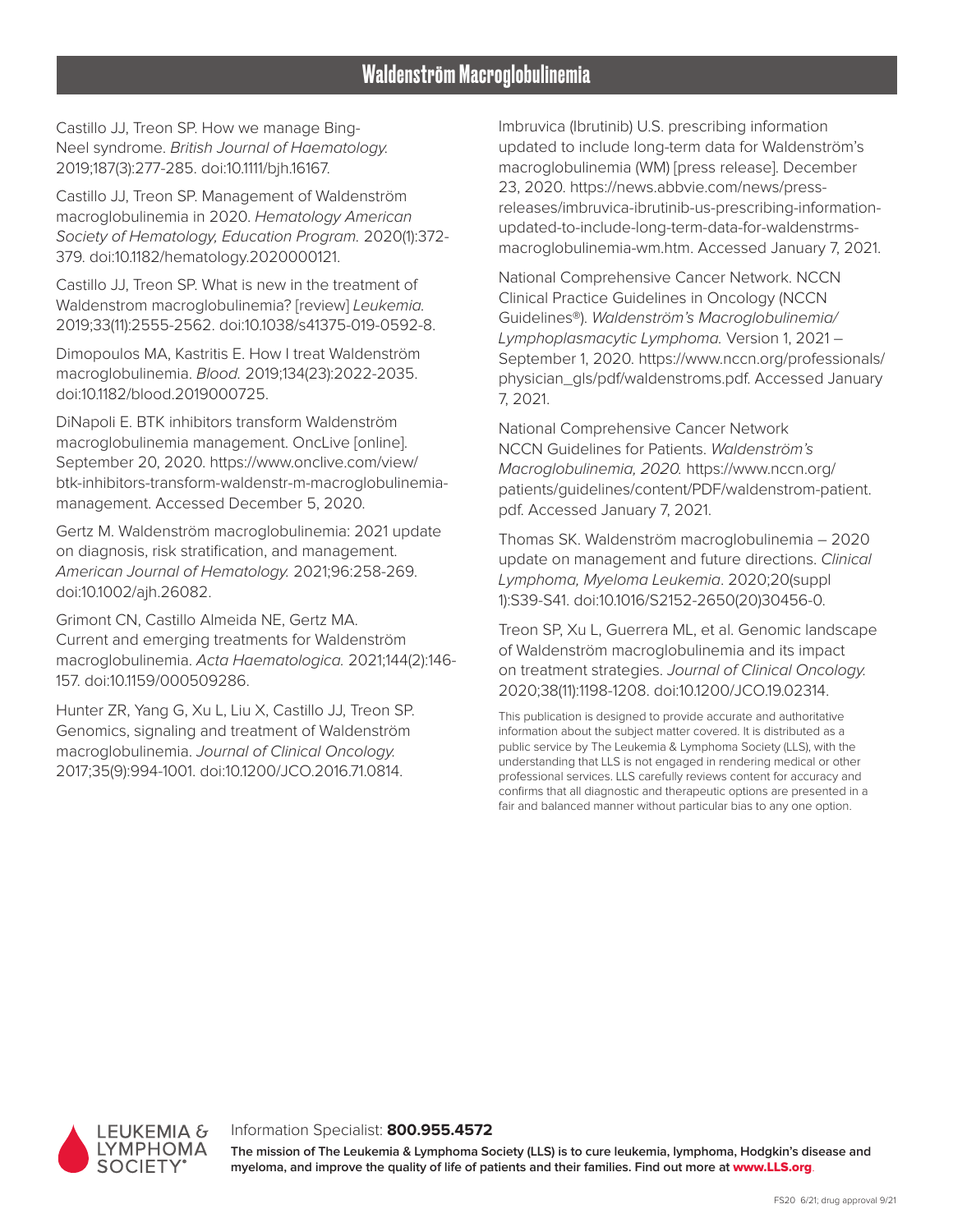Castillo JJ, Treon SP. How we manage Bing-Neel syndrome. *British Journal of Haematology.* 2019;187(3):277-285. doi:10.1111/bjh.16167.

Castillo JJ, Treon SP. Management of Waldenström macroglobulinemia in 2020. *Hematology American Society of Hematology, Education Program.* 2020(1):372-379. doi:10.1182/hematology.2020000121.

Castillo JJ, Treon SP. What is new in the treatment of Waldenstrom macroglobulinemia? [review] *Leukemia.* 2019;33(11):2555-2562. doi:10.1038/s41375-019-0592-8.

Dimopoulos MA, Kastritis E. How I treat Waldenström macroglobulinemia. *Blood.* 2019;134(23):2022-2035. doi:10.1182/blood.2019000725.

DiNapoli E. BTK inhibitors transform Waldenström macroglobulinemia management. OncLive [online]. September 20, 2020. https://www.onclive.com/view/btk-inhibitors-transform-waldenstr-m-macroglobulinemia-management. Accessed December 5, 2020.

Gertz M. Waldenström macroglobulinemia: 2021 update on diagnosis, risk stratification, and management. *American Journal of Hematology.* 2021;96:258-269. doi:10.1002/ajh.26082.

Grimont CN, Castillo Almeida NE, Gertz MA. Current and emerging treatments for Waldenström macroglobulinemia. *Acta Haematologica.* 2021;144(2):146-157. doi:10.1159/000509286.

Hunter ZR, Yang G, Xu L, Liu X, Castillo JJ, Treon SP. Genomics, signaling and treatment of Waldenström macroglobulinemia. *Journal of Clinical Oncology.* 2017;35(9):994-1001. doi:10.1200/JCO.2016.71.0814.

Imbruvica (Ibrutinib) U.S. prescribing information updated to include long-term data for Waldenström's macroglobulinemia (WM) [press release]. December 23, 2020. https://news.abbvie.com/news/press-releases/imbruvica-ibrutinib-us-prescribing-information-updated-to-include-long-term-data-for-waldenstrms-macroglobulinemia-wm.htm. Accessed January 7, 2021.

National Comprehensive Cancer Network. NCCN Clinical Practice Guidelines in Oncology (NCCN Guidelines®). *Waldenström's Macroglobulinemia/ Lymphoplasmacytic Lymphoma.* Version 1, 2021 – September 1, 2020. https://www.nccn.org/professionals/physician_gls/pdf/waldenstroms.pdf. Accessed January 7, 2021.

National Comprehensive Cancer Network NCCN Guidelines for Patients. *Waldenström's Macroglobulinemia, 2020.* https://www.nccn.org/patients/guidelines/content/PDF/waldenstrom-patient.pdf. Accessed January 7, 2021.

Thomas SK. Waldenström macroglobulinemia – 2020 update on management and future directions. *Clinical Lymphoma, Myeloma Leukemia*. 2020;20(suppl 1):S39-S41. doi:10.1016/S2152-2650(20)30456-0.

Treon SP, Xu L, Guerrera ML, et al. Genomic landscape of Waldenström macroglobulinemia and its impact on treatment strategies. *Journal of Clinical Oncology.* 2020;38(11):1198-1208. doi:10.1200/JCO.19.02314.

This publication is designed to provide accurate and authoritative information about the subject matter covered. It is distributed as a public service by The Leukemia & Lymphoma Society (LLS), with the understanding that LLS is not engaged in rendering medical or other professional services. LLS carefully reviews content for accuracy and confirms that all diagnostic and therapeutic options are presented in a fair and balanced manner without particular bias to any one option.

LEUKEMIA & LYMPHOMA SOCIETY®

Information Specialist: **800.955.4572**

**The mission of The Leukemia & Lymphoma Society (LLS) is to cure leukemia, lymphoma, Hodgkin's disease and myeloma, and improve the quality of life of patients and their families. Find out more at www.LLS.org.**

FS20 6/21; drug approval 9/21